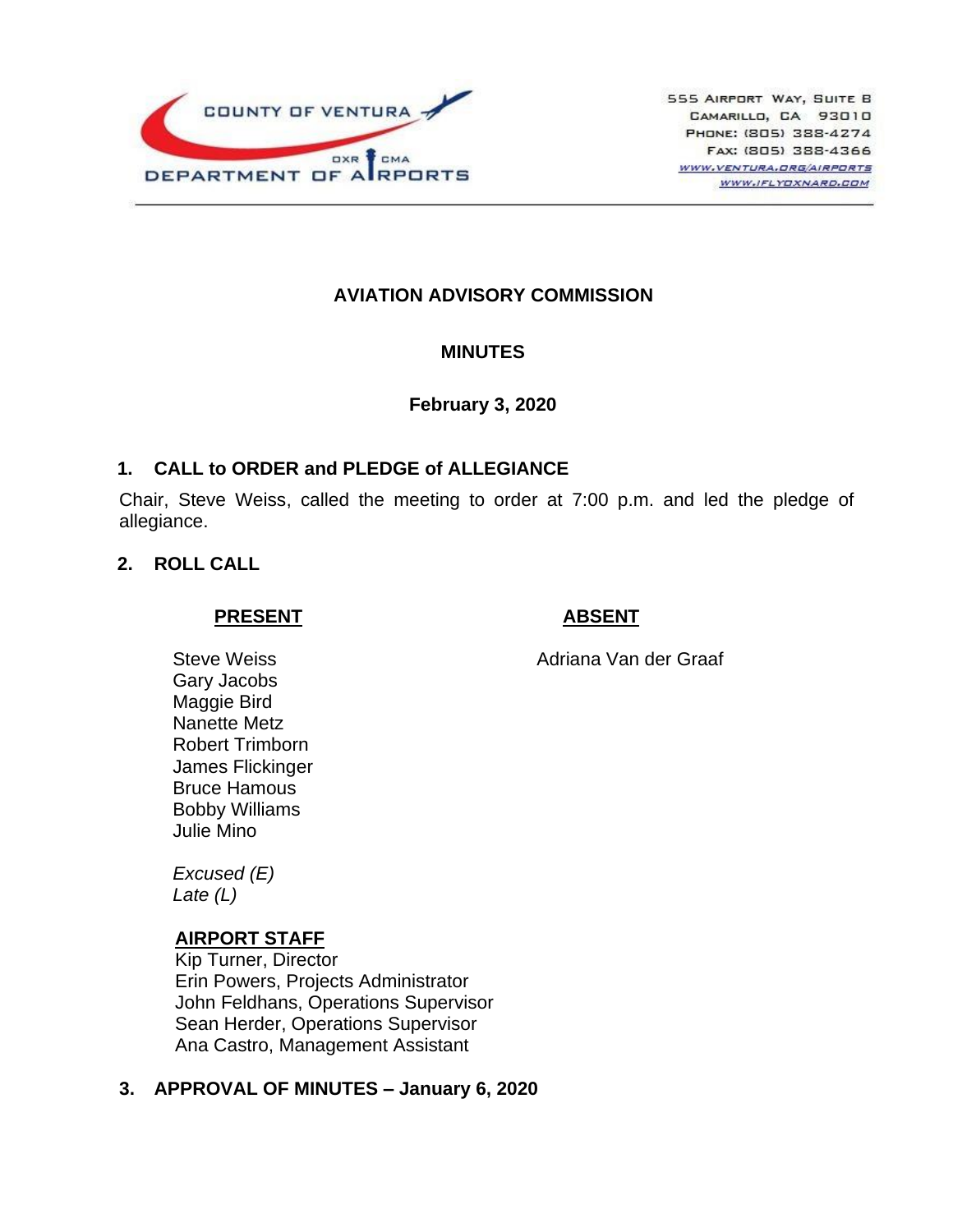COUNTY OF VENTURA
DEPARTMENT OF AIRPORTS
OXR CMA

555 Airport Way, Suite B
Camarillo, CA 93010
Phone: (805) 388-4274
Fax: (805) 388-4366
www.ventura.org/airports
www.iflyoxnard.com

# AVIATION ADVISORY COMMISSION

## MINUTES

**February 3, 2020**

## 1. CALL to ORDER and PLEDGE of ALLEGIANCE

Chair, Steve Weiss, called the meeting to order at 7:00 p.m. and led the pledge of allegiance.

## 2. ROLL CALL

**PRESENT**

Steve Weiss
Gary Jacobs
Maggie Bird
Nanette Metz
Robert Trimborn
James Flickinger
Bruce Hamous
Bobby Williams
Julie Mino

*Excused (E)*
*Late (L)*

**ABSENT**

Adriana Van der Graaf

**AIRPORT STAFF**

Kip Turner, Director
Erin Powers, Projects Administrator
John Feldhans, Operations Supervisor
Sean Herder, Operations Supervisor
Ana Castro, Management Assistant

## 3. APPROVAL OF MINUTES – January 6, 2020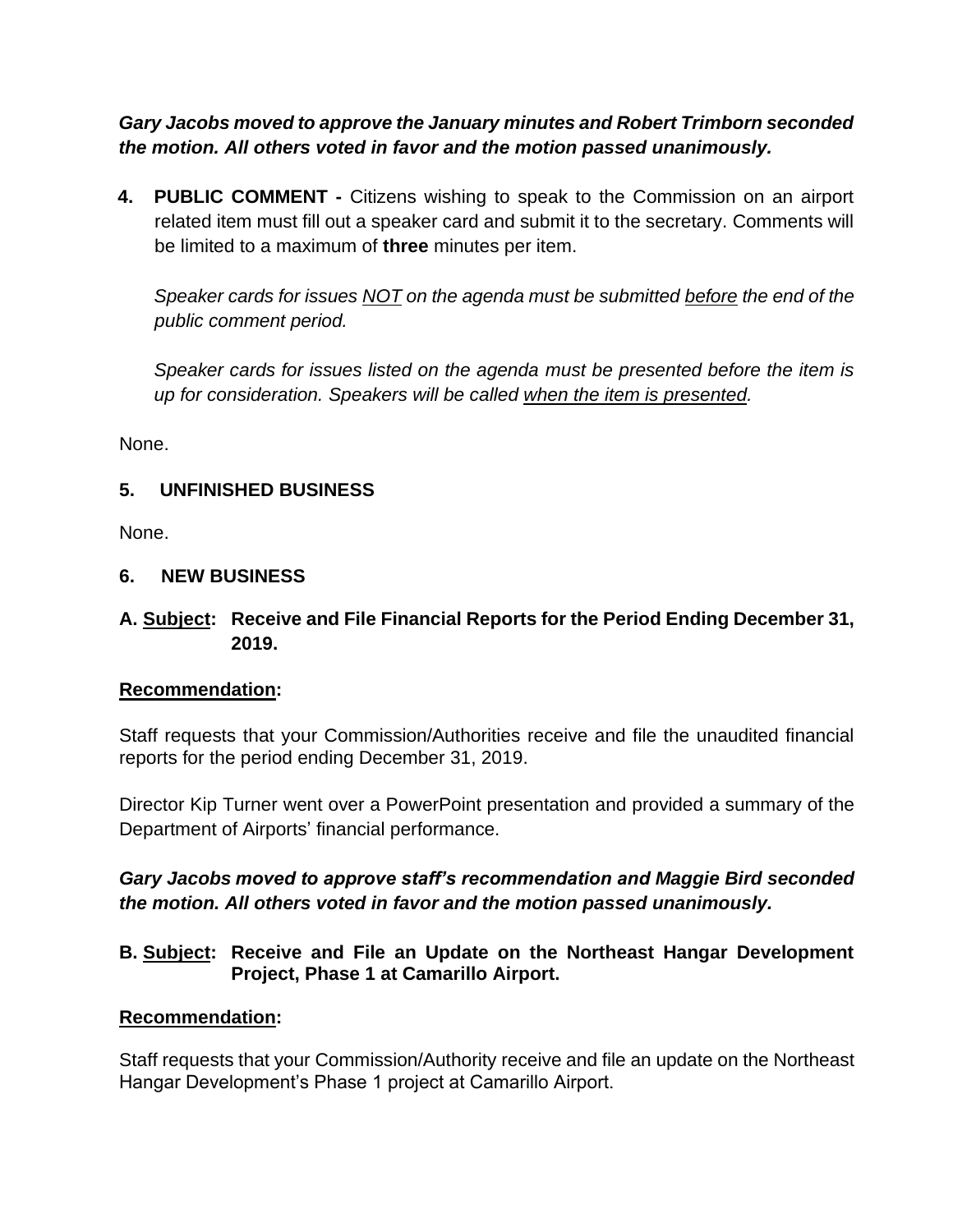***Gary Jacobs moved to approve the January minutes and Robert Trimborn seconded the motion. All others voted in favor and the motion passed unanimously.***

**4. PUBLIC COMMENT -** Citizens wishing to speak to the Commission on an airport related item must fill out a speaker card and submit it to the secretary. Comments will be limited to a maximum of **three** minutes per item.

*Speaker cards for issues <u>NOT</u> on the agenda must be submitted <u>before</u> the end of the public comment period.*

*Speaker cards for issues listed on the agenda must be presented before the item is up for consideration. Speakers will be called <u>when the item is presented</u>.*

None.

**5. UNFINISHED BUSINESS**

None.

**6. NEW BUSINESS**

**A. <u>Subject</u>: Receive and File Financial Reports for the Period Ending December 31, 2019.**

**<u>Recommendation</u>:**

Staff requests that your Commission/Authorities receive and file the unaudited financial reports for the period ending December 31, 2019.

Director Kip Turner went over a PowerPoint presentation and provided a summary of the Department of Airports' financial performance.

***Gary Jacobs moved to approve staff's recommendation and Maggie Bird seconded the motion. All others voted in favor and the motion passed unanimously.***

**B. <u>Subject</u>: Receive and File an Update on the Northeast Hangar Development Project, Phase 1 at Camarillo Airport.**

**<u>Recommendation</u>:**

Staff requests that your Commission/Authority receive and file an update on the Northeast Hangar Development's Phase 1 project at Camarillo Airport.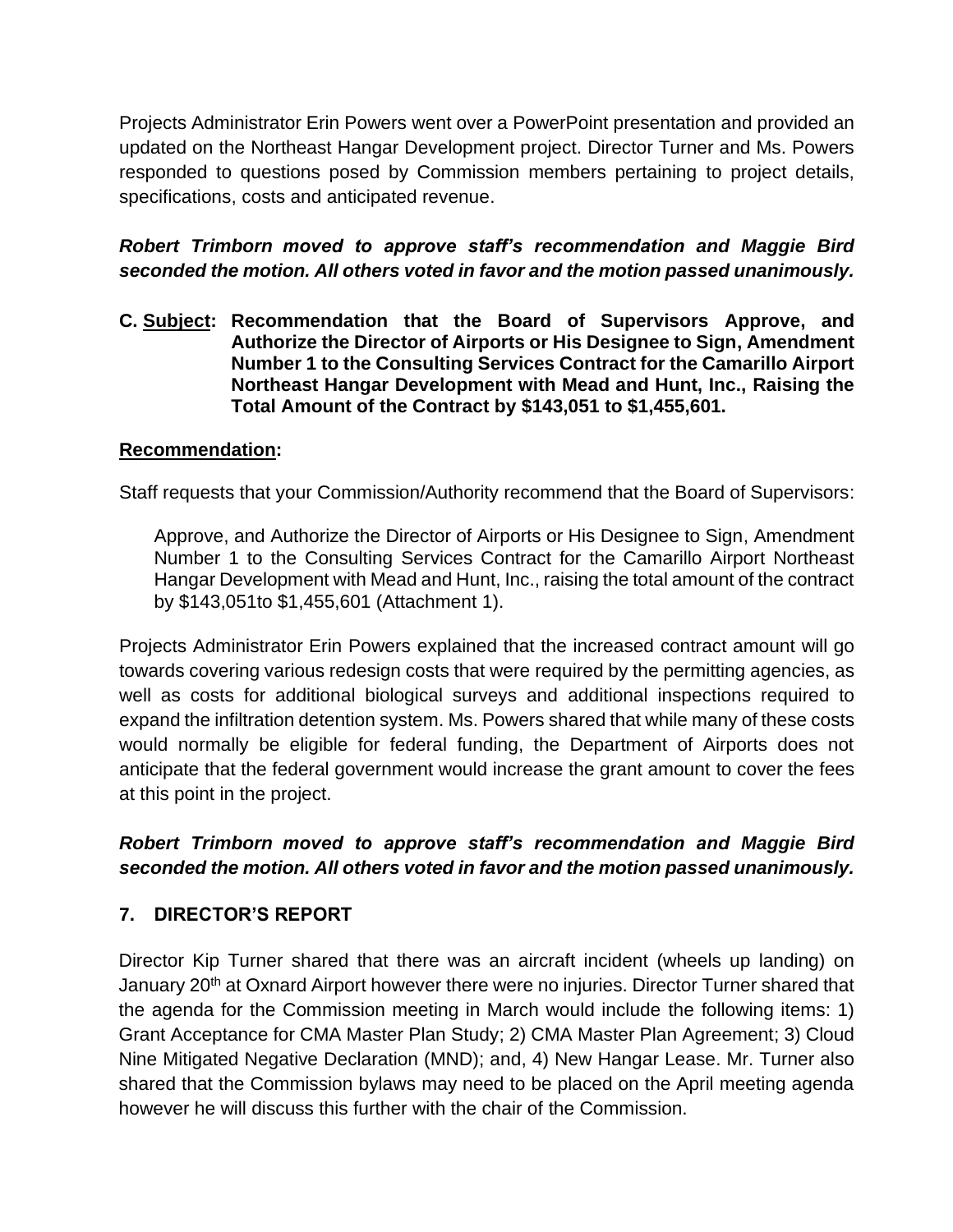Projects Administrator Erin Powers went over a PowerPoint presentation and provided an updated on the Northeast Hangar Development project. Director Turner and Ms. Powers responded to questions posed by Commission members pertaining to project details, specifications, costs and anticipated revenue.

***Robert Trimborn moved to approve staff's recommendation and Maggie Bird seconded the motion. All others voted in favor and the motion passed unanimously.***

**C. <u>Subject</u>: Recommendation that the Board of Supervisors Approve, and Authorize the Director of Airports or His Designee to Sign, Amendment Number 1 to the Consulting Services Contract for the Camarillo Airport Northeast Hangar Development with Mead and Hunt, Inc., Raising the Total Amount of the Contract by $143,051 to $1,455,601.**

**<u>Recommendation</u>:**

Staff requests that your Commission/Authority recommend that the Board of Supervisors:

> Approve, and Authorize the Director of Airports or His Designee to Sign, Amendment Number 1 to the Consulting Services Contract for the Camarillo Airport Northeast Hangar Development with Mead and Hunt, Inc., raising the total amount of the contract by $143,051to $1,455,601 (Attachment 1).

Projects Administrator Erin Powers explained that the increased contract amount will go towards covering various redesign costs that were required by the permitting agencies, as well as costs for additional biological surveys and additional inspections required to expand the infiltration detention system. Ms. Powers shared that while many of these costs would normally be eligible for federal funding, the Department of Airports does not anticipate that the federal government would increase the grant amount to cover the fees at this point in the project.

***Robert Trimborn moved to approve staff's recommendation and Maggie Bird seconded the motion. All others voted in favor and the motion passed unanimously.***

## 7. DIRECTOR'S REPORT

Director Kip Turner shared that there was an aircraft incident (wheels up landing) on January 20th at Oxnard Airport however there were no injuries. Director Turner shared that the agenda for the Commission meeting in March would include the following items: 1) Grant Acceptance for CMA Master Plan Study; 2) CMA Master Plan Agreement; 3) Cloud Nine Mitigated Negative Declaration (MND); and, 4) New Hangar Lease. Mr. Turner also shared that the Commission bylaws may need to be placed on the April meeting agenda however he will discuss this further with the chair of the Commission.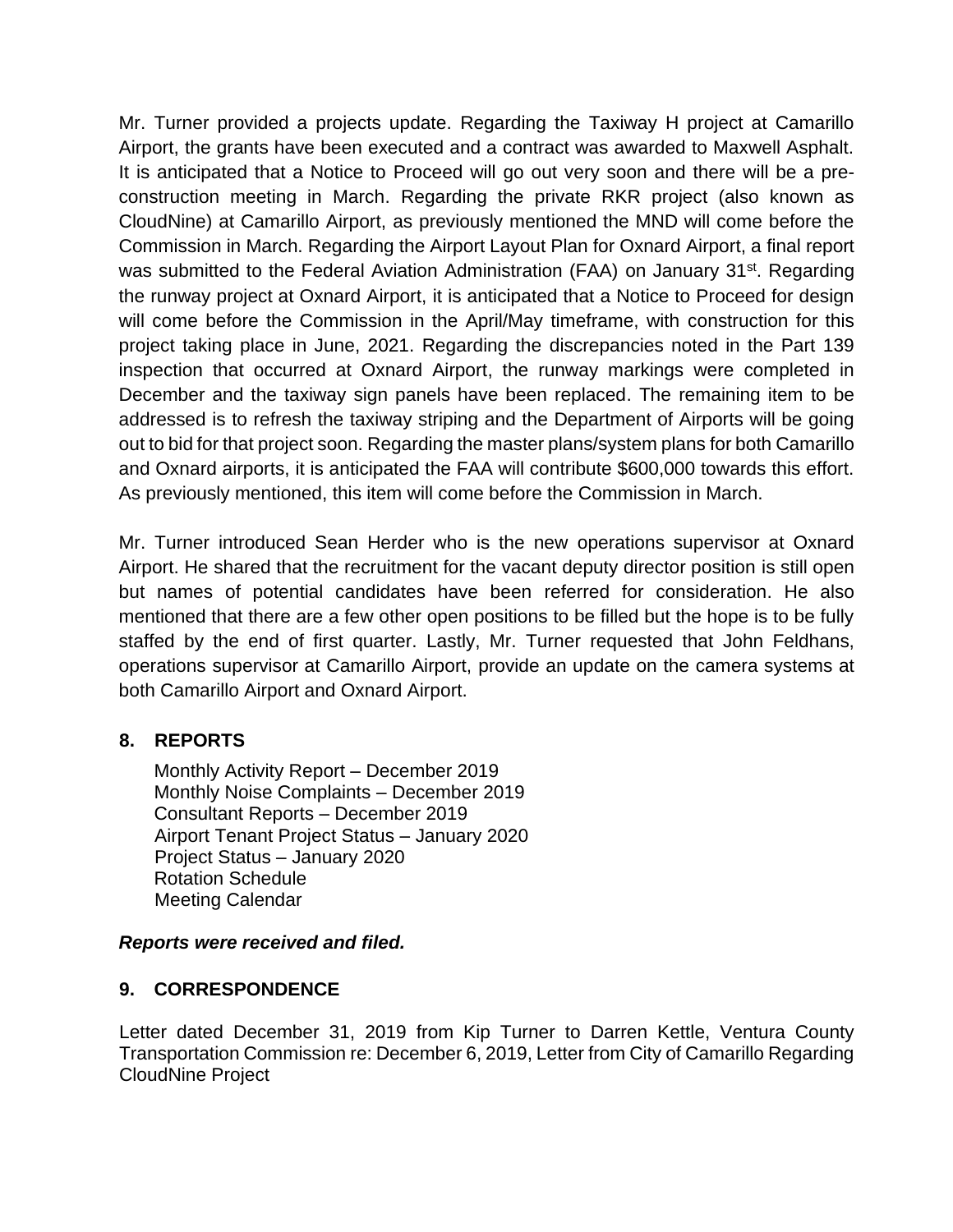Mr. Turner provided a projects update. Regarding the Taxiway H project at Camarillo Airport, the grants have been executed and a contract was awarded to Maxwell Asphalt. It is anticipated that a Notice to Proceed will go out very soon and there will be a pre-construction meeting in March. Regarding the private RKR project (also known as CloudNine) at Camarillo Airport, as previously mentioned the MND will come before the Commission in March. Regarding the Airport Layout Plan for Oxnard Airport, a final report was submitted to the Federal Aviation Administration (FAA) on January 31st. Regarding the runway project at Oxnard Airport, it is anticipated that a Notice to Proceed for design will come before the Commission in the April/May timeframe, with construction for this project taking place in June, 2021. Regarding the discrepancies noted in the Part 139 inspection that occurred at Oxnard Airport, the runway markings were completed in December and the taxiway sign panels have been replaced. The remaining item to be addressed is to refresh the taxiway striping and the Department of Airports will be going out to bid for that project soon. Regarding the master plans/system plans for both Camarillo and Oxnard airports, it is anticipated the FAA will contribute $600,000 towards this effort. As previously mentioned, this item will come before the Commission in March.

Mr. Turner introduced Sean Herder who is the new operations supervisor at Oxnard Airport. He shared that the recruitment for the vacant deputy director position is still open but names of potential candidates have been referred for consideration. He also mentioned that there are a few other open positions to be filled but the hope is to be fully staffed by the end of first quarter. Lastly, Mr. Turner requested that John Feldhans, operations supervisor at Camarillo Airport, provide an update on the camera systems at both Camarillo Airport and Oxnard Airport.

## 8. REPORTS

Monthly Activity Report – December 2019
Monthly Noise Complaints – December 2019
Consultant Reports – December 2019
Airport Tenant Project Status – January 2020
Project Status – January 2020
Rotation Schedule
Meeting Calendar

***Reports were received and filed.***

## 9. CORRESPONDENCE

Letter dated December 31, 2019 from Kip Turner to Darren Kettle, Ventura County Transportation Commission re: December 6, 2019, Letter from City of Camarillo Regarding CloudNine Project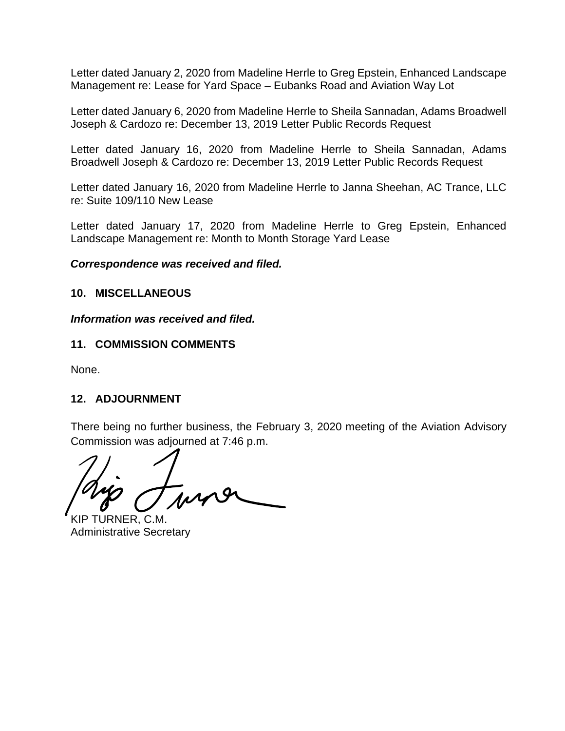Letter dated January 2, 2020 from Madeline Herrle to Greg Epstein, Enhanced Landscape Management re: Lease for Yard Space – Eubanks Road and Aviation Way Lot

Letter dated January 6, 2020 from Madeline Herrle to Sheila Sannadan, Adams Broadwell Joseph & Cardozo re: December 13, 2019 Letter Public Records Request

Letter dated January 16, 2020 from Madeline Herrle to Sheila Sannadan, Adams Broadwell Joseph & Cardozo re: December 13, 2019 Letter Public Records Request

Letter dated January 16, 2020 from Madeline Herrle to Janna Sheehan, AC Trance, LLC re: Suite 109/110 New Lease

Letter dated January 17, 2020 from Madeline Herrle to Greg Epstein, Enhanced Landscape Management re: Month to Month Storage Yard Lease

***Correspondence was received and filed.***

## 10. MISCELLANEOUS

***Information was received and filed.***

## 11. COMMISSION COMMENTS

None.

## 12. ADJOURNMENT

There being no further business, the February 3, 2020 meeting of the Aviation Advisory Commission was adjourned at 7:46 p.m.

KIP TURNER, C.M.
Administrative Secretary